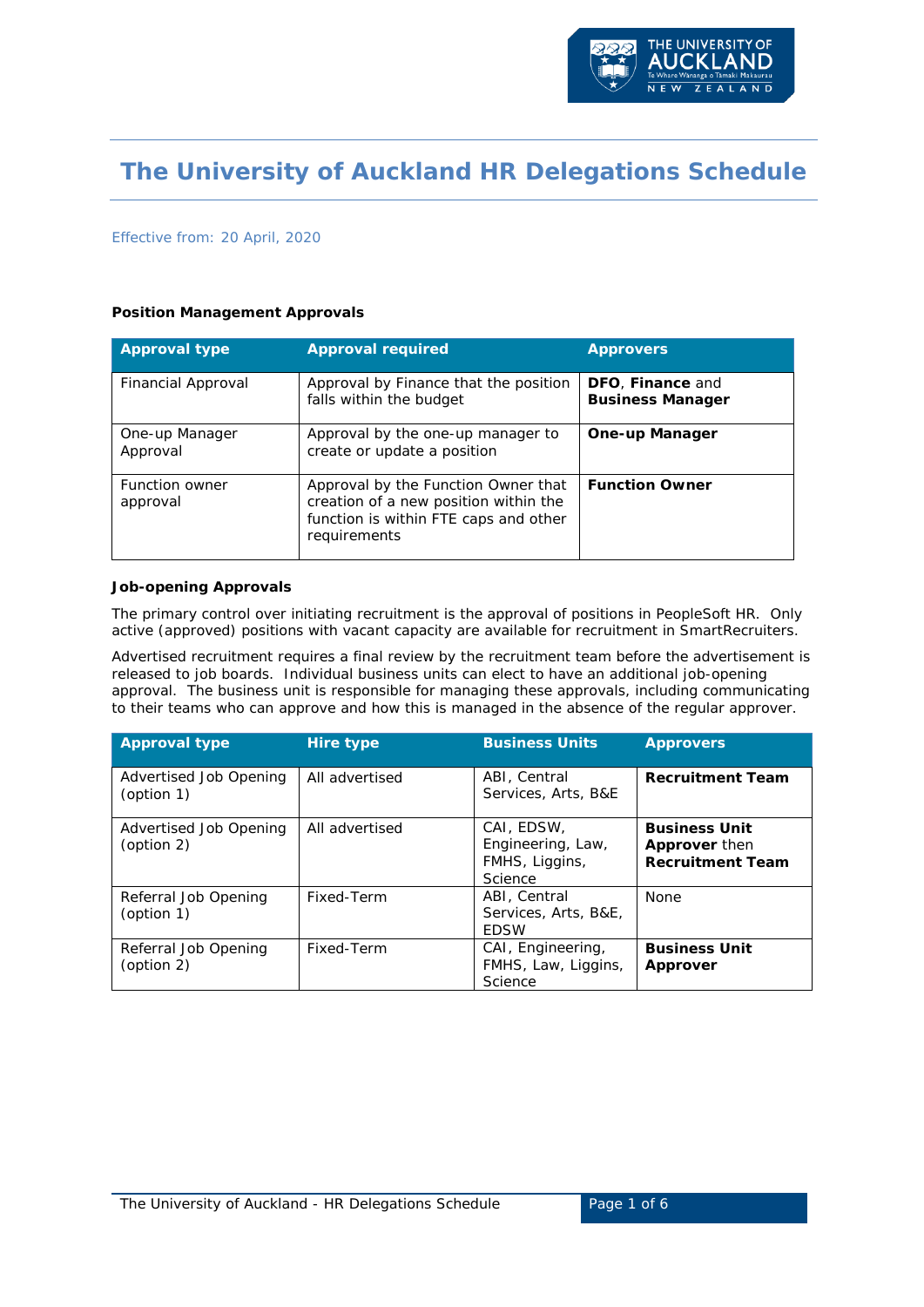# The University of Auckland HR Delegations Schedule

Effective from: 20 April, 2020

**Position Management Approvals**

| Approval type | Approval required | Approvers |
|---|---|---|
| Financial Approval | Approval by Finance that the position falls within the budget | **DFO**, **Finance** and **Business Manager** |
| One-up Manager Approval | Approval by the one-up manager to create or update a position | **One-up Manager** |
| Function owner approval | Approval by the Function Owner that creation of a new position within the function is within FTE caps and other requirements | **Function Owner** |

**Job-opening Approvals**

The primary control over initiating recruitment is the approval of positions in PeopleSoft HR. Only active (approved) positions with vacant capacity are available for recruitment in SmartRecruiters.

Advertised recruitment requires a final review by the recruitment team before the advertisement is released to job boards. Individual business units can elect to have an additional job-opening approval. The business unit is responsible for managing these approvals, including communicating to their teams who can approve and how this is managed in the absence of the regular approver.

| Approval type | Hire type | Business Units | Approvers |
|---|---|---|---|
| Advertised Job Opening (option 1) | All advertised | ABI, Central Services, Arts, B&E | **Recruitment Team** |
| Advertised Job Opening (option 2) | All advertised | CAI, EDSW, Engineering, Law, FMHS, Liggins, Science | **Business Unit Approver** then **Recruitment Team** |
| Referral Job Opening (option 1) | Fixed-Term | ABI, Central Services, Arts, B&E, EDSW | None |
| Referral Job Opening (option 2) | Fixed-Term | CAI, Engineering, FMHS, Law, Liggins, Science | **Business Unit Approver** |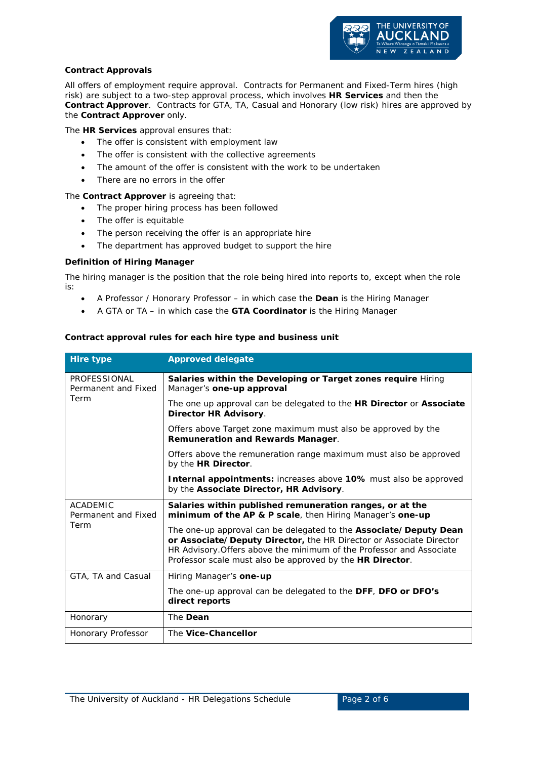**Contract Approvals**

All offers of employment require approval. Contracts for Permanent and Fixed-Term hires (high risk) are subject to a two-step approval process, which involves **HR Services** and then the **Contract Approver**. Contracts for GTA, TA, Casual and Honorary (low risk) hires are approved by the **Contract Approver** only.

The **HR Services** approval ensures that:

- The offer is consistent with employment law
- The offer is consistent with the collective agreements
- The amount of the offer is consistent with the work to be undertaken
- There are no errors in the offer

The **Contract Approver** is agreeing that:

- The proper hiring process has been followed
- The offer is equitable
- The person receiving the offer is an appropriate hire
- The department has approved budget to support the hire

**Definition of Hiring Manager**

The hiring manager is the position that the role being hired into reports to, except when the role is:

- A Professor / Honorary Professor – in which case the **Dean** is the Hiring Manager
- A GTA or TA – in which case the **GTA Coordinator** is the Hiring Manager

**Contract approval rules for each hire type and business unit**

| Hire type | Approved delegate |
|---|---|
| PROFESSIONAL Permanent and Fixed Term | **Salaries within the Developing or Target zones require** Hiring Manager's **one-up approval**<br><br>The one up approval can be delegated to the **HR Director** or **Associate Director HR Advisory**.<br><br>Offers above Target zone maximum must also be approved by the **Remuneration and Rewards Manager**.<br><br>Offers above the remuneration range maximum must also be approved by the **HR Director**.<br><br>**Internal appointments:** increases above **10%** must also be approved by the **Associate Director, HR Advisory**. |
| ACADEMIC Permanent and Fixed Term | **Salaries within published remuneration ranges, or at the minimum of the AP & P scale**, then Hiring Manager's **one-up**<br><br>The one-up approval can be delegated to the **Associate/Deputy Dean or Associate/Deputy Director,** the HR Director or Associate Director HR Advisory.Offers above the minimum of the Professor and Associate Professor scale must also be approved by the **HR Director**. |
| GTA, TA and Casual | Hiring Manager's **one-up**<br><br>The one-up approval can be delegated to the **DFF**, **DFO or DFO's direct reports** |
| Honorary | The **Dean** |
| Honorary Professor | The **Vice-Chancellor** |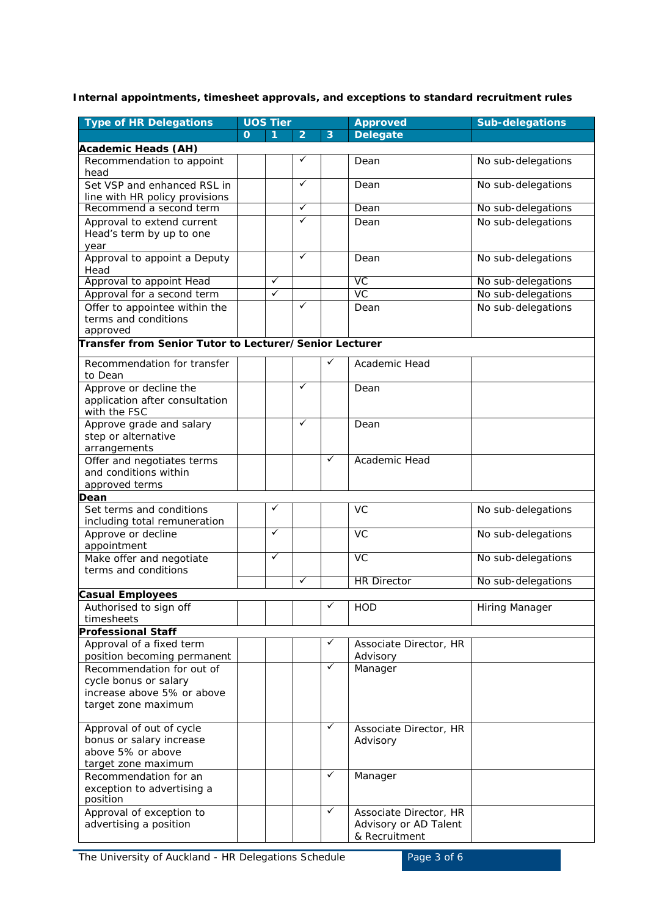**Internal appointments, timesheet approvals, and exceptions to standard recruitment rules**

| Type of HR Delegations | UOS Tier | | | | Approved Delegate | Sub-delegations |
|---|---|---|---|---|---|---|
| | 0 | 1 | 2 | 3 | | |
| **Academic Heads (AH)** | | | | | | |
| Recommendation to appoint head | | | ✓ | | Dean | No sub-delegations |
| Set VSP and enhanced RSL in line with HR policy provisions | | | ✓ | | Dean | No sub-delegations |
| Recommend a second term | | | ✓ | | Dean | No sub-delegations |
| Approval to extend current Head's term by up to one year | | | ✓ | | Dean | No sub-delegations |
| Approval to appoint a Deputy Head | | | ✓ | | Dean | No sub-delegations |
| Approval to appoint Head | | ✓ | | | VC | No sub-delegations |
| Approval for a second term | | ✓ | | | VC | No sub-delegations |
| Offer to appointee within the terms and conditions approved | | | ✓ | | Dean | No sub-delegations |
| **Transfer from Senior Tutor to Lecturer/Senior Lecturer** | | | | | | |
| Recommendation for transfer to Dean | | | | ✓ | Academic Head | |
| Approve or decline the application after consultation with the FSC | | | ✓ | | Dean | |
| Approve grade and salary step or alternative arrangements | | | ✓ | | Dean | |
| Offer and negotiates terms and conditions within approved terms | | | | ✓ | Academic Head | |
| **Dean** | | | | | | |
| Set terms and conditions including total remuneration | | ✓ | | | VC | No sub-delegations |
| Approve or decline appointment | | ✓ | | | VC | No sub-delegations |
| Make offer and negotiate terms and conditions | | ✓ | | | VC | No sub-delegations |
| | | | ✓ | | HR Director | No sub-delegations |
| **Casual Employees** | | | | | | |
| Authorised to sign off timesheets | | | | ✓ | HOD | Hiring Manager |
| **Professional Staff** | | | | | | |
| Approval of a fixed term position becoming permanent | | | | ✓ | Associate Director, HR Advisory | |
| Recommendation for out of cycle bonus or salary increase above 5% or above target zone maximum | | | | ✓ | Manager | |
| Approval of out of cycle bonus or salary increase above 5% or above target zone maximum | | | | ✓ | Associate Director, HR Advisory | |
| Recommendation for an exception to advertising a position | | | | ✓ | Manager | |
| Approval of exception to advertising a position | | | | ✓ | Associate Director, HR Advisory or AD Talent & Recruitment | |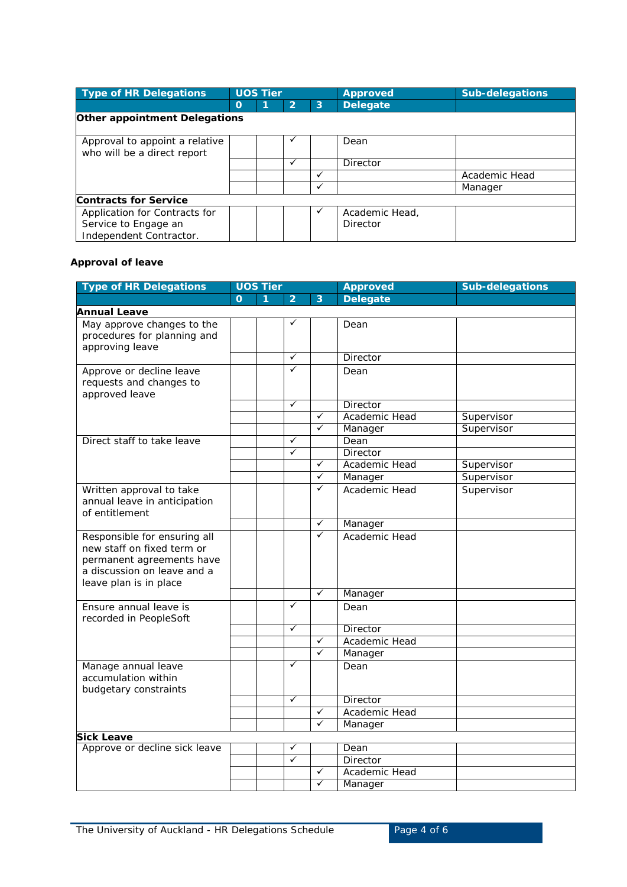| Type of HR Delegations | UOS Tier | | | | Approved Delegate | Sub-delegations |
|---|---|---|---|---|---|---|
| | 0 | 1 | 2 | 3 | | |
| **Other appointment Delegations** | | | | | | |
| Approval to appoint a relative who will be a direct report | | | ✓ | | Dean | |
| | | | ✓ | | Director | |
| | | | | ✓ | | Academic Head |
| | | | | ✓ | | Manager |
| **Contracts for Service** | | | | | | |
| Application for Contracts for Service to Engage an Independent Contractor. | | | | ✓ | Academic Head, Director | |

**Approval of leave**

| Type of HR Delegations | UOS Tier | | | | Approved Delegate | Sub-delegations |
|---|---|---|---|---|---|---|
| | 0 | 1 | 2 | 3 | | |
| **Annual Leave** | | | | | | |
| May approve changes to the procedures for planning and approving leave | | | ✓ | | Dean | |
| | | | ✓ | | Director | |
| Approve or decline leave requests and changes to approved leave | | | ✓ | | Dean | |
| | | | ✓ | | Director | |
| | | | | ✓ | Academic Head | Supervisor |
| | | | | ✓ | Manager | Supervisor |
| Direct staff to take leave | | | ✓ | | Dean | |
| | | | ✓ | | Director | |
| | | | | ✓ | Academic Head | Supervisor |
| | | | | ✓ | Manager | Supervisor |
| Written approval to take annual leave in anticipation of entitlement | | | | ✓ | Academic Head | Supervisor |
| | | | | ✓ | Manager | |
| Responsible for ensuring all new staff on fixed term or permanent agreements have a discussion on leave and a leave plan is in place | | | | ✓ | Academic Head | |
| | | | | ✓ | Manager | |
| Ensure annual leave is recorded in PeopleSoft | | | ✓ | | Dean | |
| | | | ✓ | | Director | |
| | | | | ✓ | Academic Head | |
| | | | | ✓ | Manager | |
| Manage annual leave accumulation within budgetary constraints | | | ✓ | | Dean | |
| | | | ✓ | | Director | |
| | | | | ✓ | Academic Head | |
| | | | | ✓ | Manager | |
| **Sick Leave** | | | | | | |
| Approve or decline sick leave | | | ✓ | | Dean | |
| | | | ✓ | | Director | |
| | | | | ✓ | Academic Head | |
| | | | | ✓ | Manager | |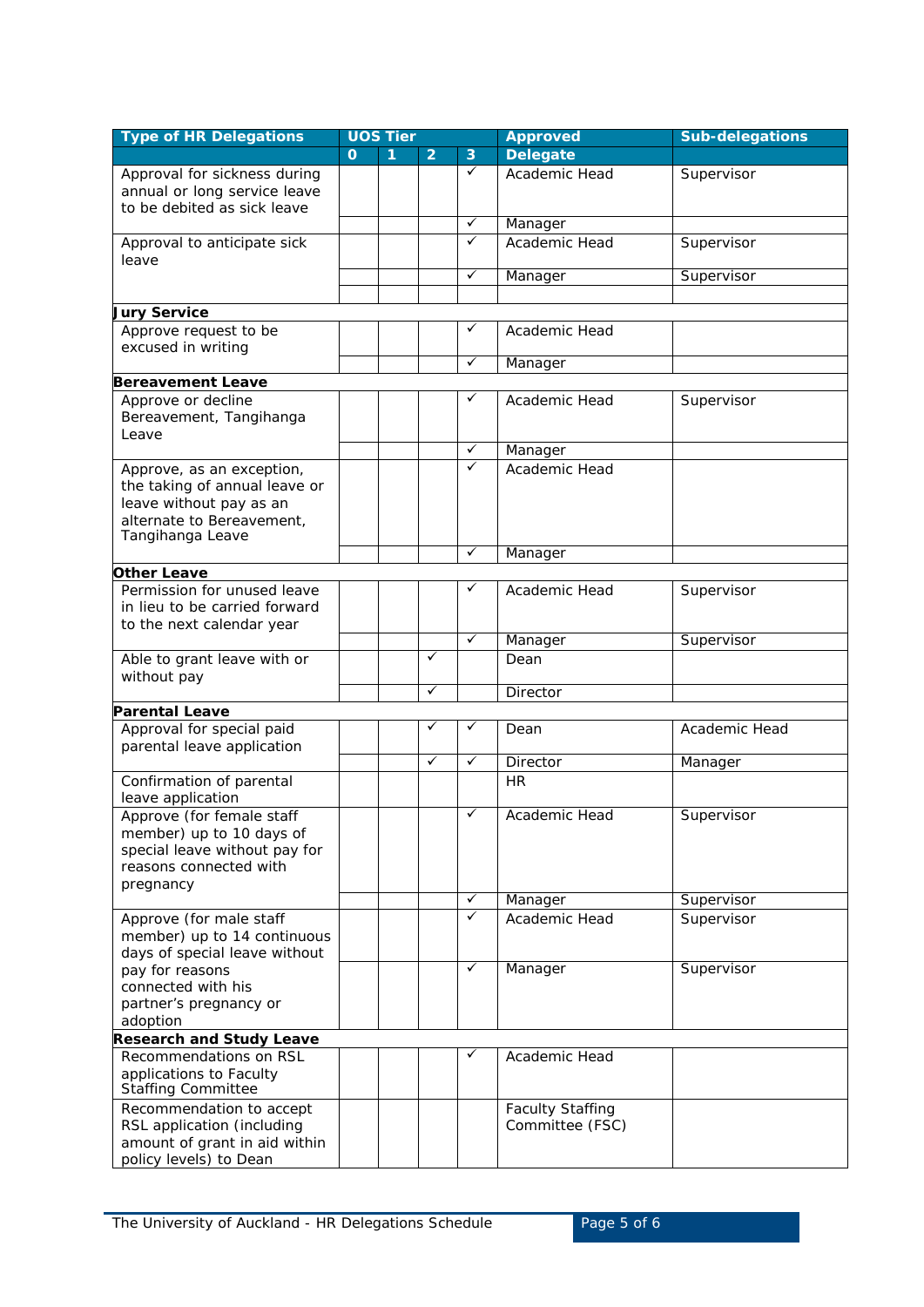| Type of HR Delegations | UOS Tier | | | | Approved Delegate | Sub-delegations |
|---|---|---|---|---|---|---|
| | 0 | 1 | 2 | 3 | | |
| Approval for sickness during annual or long service leave to be debited as sick leave | | | | ✓ | Academic Head | Supervisor |
| | | | | ✓ | Manager | |
| Approval to anticipate sick leave | | | | ✓ | Academic Head | Supervisor |
| | | | | ✓ | Manager | Supervisor |
| | | | | | | |
| **Jury Service** | | | | | | |
| Approve request to be excused in writing | | | | ✓ | Academic Head | |
| | | | | ✓ | Manager | |
| **Bereavement Leave** | | | | | | |
| Approve or decline Bereavement, Tangihanga Leave | | | | ✓ | Academic Head | Supervisor |
| | | | | ✓ | Manager | |
| Approve, as an exception, the taking of annual leave or leave without pay as an alternate to Bereavement, Tangihanga Leave | | | | ✓ | Academic Head | |
| | | | | ✓ | Manager | |
| **Other Leave** | | | | | | |
| Permission for unused leave in lieu to be carried forward to the next calendar year | | | | ✓ | Academic Head | Supervisor |
| | | | | ✓ | Manager | Supervisor |
| Able to grant leave with or without pay | | | ✓ | | Dean | |
| | | | ✓ | | Director | |
| **Parental Leave** | | | | | | |
| Approval for special paid parental leave application | | | ✓ | ✓ | Dean | Academic Head |
| | | | ✓ | ✓ | Director | Manager |
| Confirmation of parental leave application | | | | | HR | |
| Approve (for female staff member) up to 10 days of special leave without pay for reasons connected with pregnancy | | | | ✓ | Academic Head | Supervisor |
| | | | | ✓ | Manager | Supervisor |
| Approve (for male staff member) up to 14 continuous days of special leave without pay for reasons connected with his partner's pregnancy or adoption | | | | ✓ | Academic Head | Supervisor |
| | | | | ✓ | Manager | Supervisor |
| **Research and Study Leave** | | | | | | |
| Recommendations on RSL applications to Faculty Staffing Committee | | | | ✓ | Academic Head | |
| Recommendation to accept RSL application (including amount of grant in aid within policy levels) to Dean | | | | | Faculty Staffing Committee (FSC) | |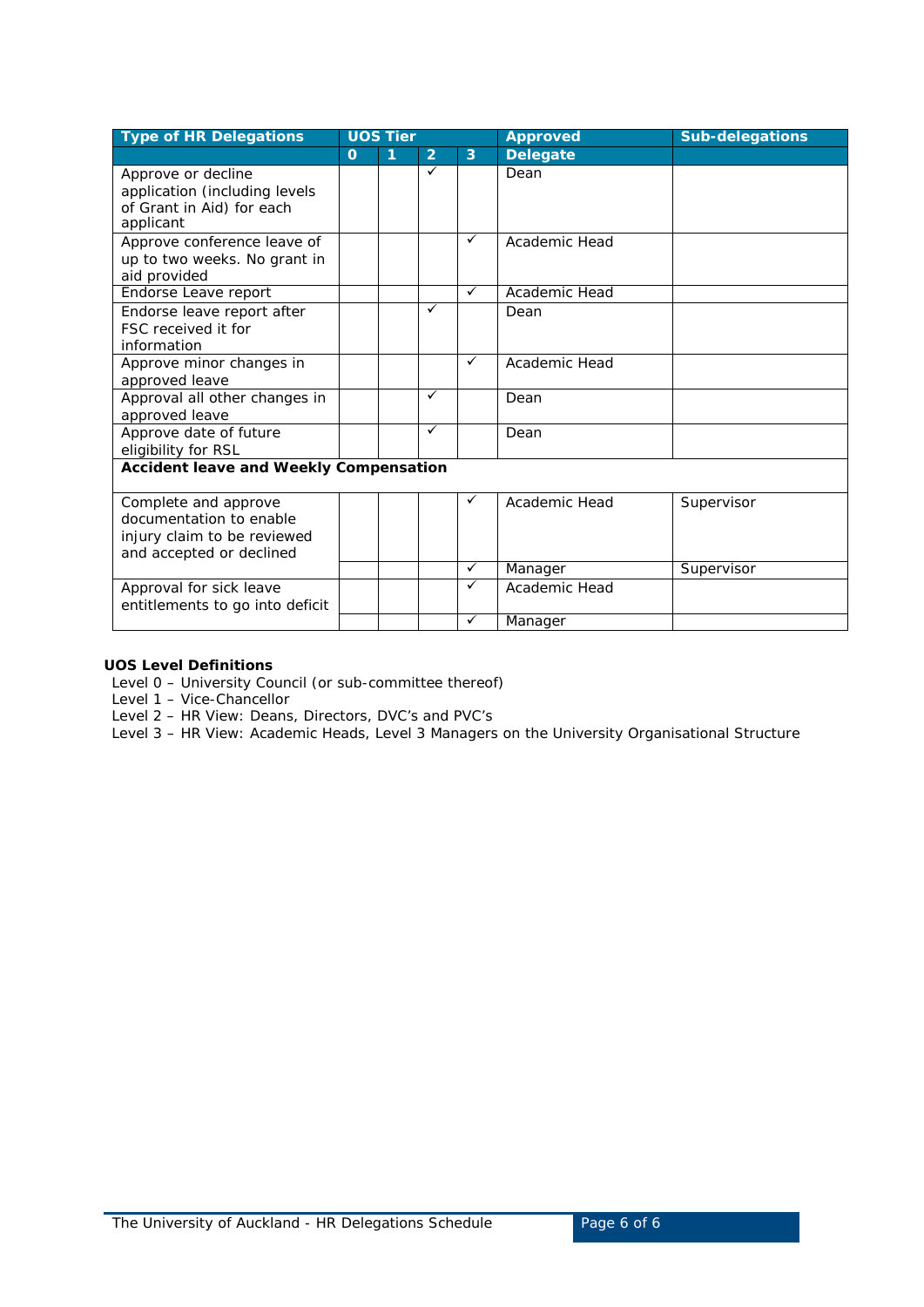| Type of HR Delegations | UOS Tier | | | | Approved Delegate | Sub-delegations |
|---|---|---|---|---|---|---|
| | 0 | 1 | 2 | 3 | | |
| Approve or decline application (including levels of Grant in Aid) for each applicant | | | ✓ | | Dean | |
| Approve conference leave of up to two weeks. No grant in aid provided | | | | ✓ | Academic Head | |
| Endorse Leave report | | | | ✓ | Academic Head | |
| Endorse leave report after FSC received it for information | | | ✓ | | Dean | |
| Approve minor changes in approved leave | | | | ✓ | Academic Head | |
| Approval all other changes in approved leave | | | ✓ | | Dean | |
| Approve date of future eligibility for RSL | | | ✓ | | Dean | |
| **Accident leave and Weekly Compensation** | | | | | | |
| Complete and approve documentation to enable injury claim to be reviewed and accepted or declined | | | | ✓ | Academic Head | Supervisor |
| | | | | ✓ | Manager | Supervisor |
| Approval for sick leave entitlements to go into deficit | | | | ✓ | Academic Head | |
| | | | | ✓ | Manager | |

**UOS Level Definitions**

Level 0 – University Council (or sub-committee thereof)
Level 1 – Vice-Chancellor
Level 2 – HR View: Deans, Directors, DVC's and PVC's
Level 3 – HR View: Academic Heads, Level 3 Managers on the University Organisational Structure